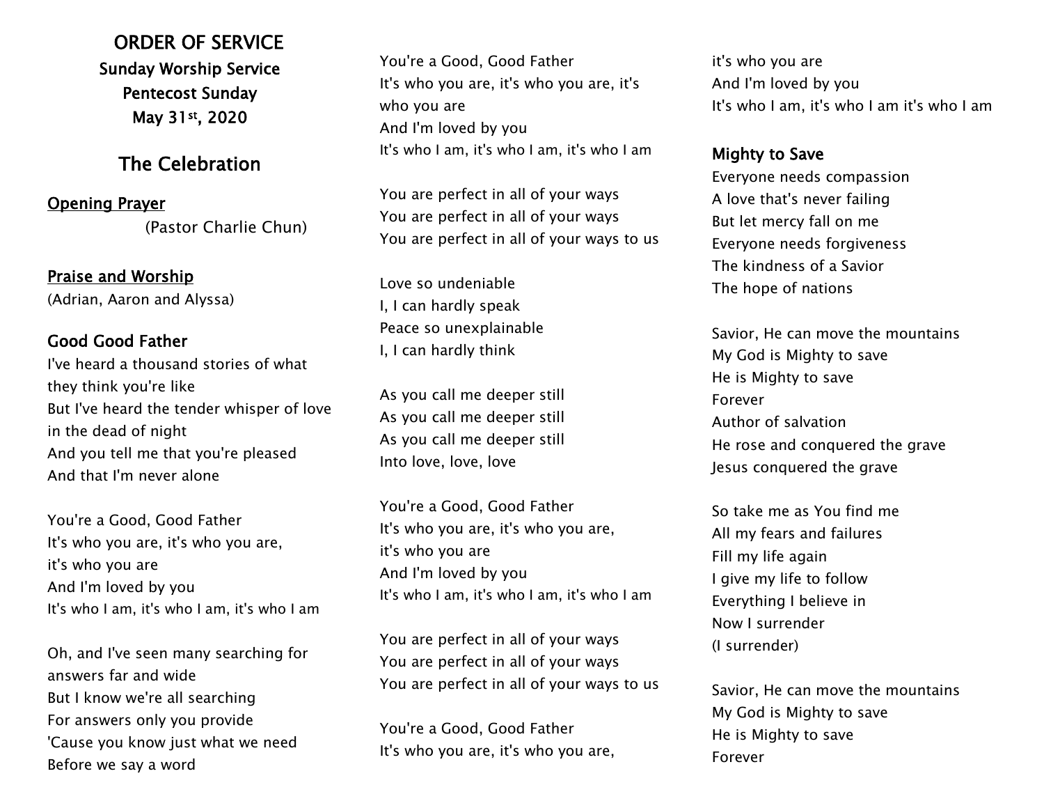# ORDER OF SERVICE

**Sunday Worship Service**
**Pentecost Sunday**
**May 31st, 2020**

## The Celebration

**Opening Prayer**

(Pastor Charlie Chun)

**Praise and Worship**

(Adrian, Aaron and Alyssa)

### Good Good Father

I've heard a thousand stories of what they think you're like
But I've heard the tender whisper of love in the dead of night
And you tell me that you're pleased
And that I'm never alone

You're a Good, Good Father
It's who you are, it's who you are,
it's who you are
And I'm loved by you
It's who I am, it's who I am, it's who I am

Oh, and I've seen many searching for answers far and wide
But I know we're all searching
For answers only you provide
'Cause you know just what we need
Before we say a word

You're a Good, Good Father
It's who you are, it's who you are, it's who you are
And I'm loved by you
It's who I am, it's who I am, it's who I am

You are perfect in all of your ways
You are perfect in all of your ways
You are perfect in all of your ways to us

Love so undeniable
I, I can hardly speak
Peace so unexplainable
I, I can hardly think

As you call me deeper still
As you call me deeper still
As you call me deeper still
Into love, love, love

You're a Good, Good Father
It's who you are, it's who you are,
it's who you are
And I'm loved by you
It's who I am, it's who I am, it's who I am

You are perfect in all of your ways
You are perfect in all of your ways
You are perfect in all of your ways to us

You're a Good, Good Father
It's who you are, it's who you are,
it's who you are
And I'm loved by you
It's who I am, it's who I am it's who I am

### Mighty to Save

Everyone needs compassion
A love that's never failing
But let mercy fall on me
Everyone needs forgiveness
The kindness of a Savior
The hope of nations

Savior, He can move the mountains
My God is Mighty to save
He is Mighty to save
Forever
Author of salvation
He rose and conquered the grave
Jesus conquered the grave

So take me as You find me
All my fears and failures
Fill my life again
I give my life to follow
Everything I believe in
Now I surrender
(I surrender)

Savior, He can move the mountains
My God is Mighty to save
He is Mighty to save
Forever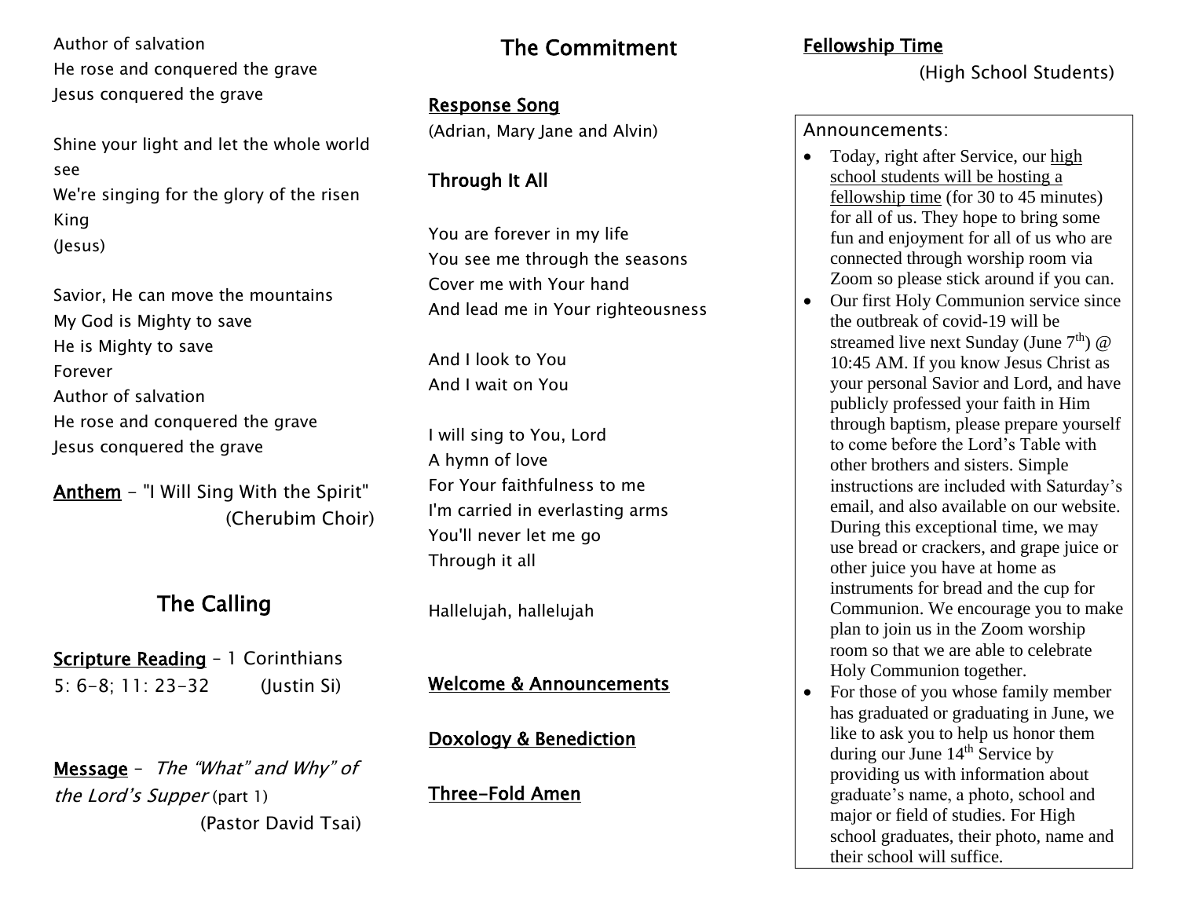Author of salvation
He rose and conquered the grave
Jesus conquered the grave

Shine your light and let the whole world see
We're singing for the glory of the risen King
(Jesus)

Savior, He can move the mountains
My God is Mighty to save
He is Mighty to save
Forever
Author of salvation
He rose and conquered the grave
Jesus conquered the grave

**Anthem** - "I Will Sing With the Spirit" (Cherubim Choir)

## The Calling

**Scripture Reading** – 1 Corinthians 5: 6-8; 11: 23-32 (Justin Si)

**Message** – *The "What" and Why" of the Lord's Supper* (part 1) (Pastor David Tsai)

## The Commitment

**Response Song**
(Adrian, Mary Jane and Alvin)

### Through It All

You are forever in my life
You see me through the seasons
Cover me with Your hand
And lead me in Your righteousness

And I look to You
And I wait on You

I will sing to You, Lord
A hymn of love
For Your faithfulness to me
I'm carried in everlasting arms
You'll never let me go
Through it all

Hallelujah, hallelujah

**Welcome & Announcements**

**Doxology & Benediction**

**Three-Fold Amen**

**Fellowship Time**
(High School Students)

Announcements:

- Today, right after Service, our high school students will be hosting a fellowship time (for 30 to 45 minutes) for all of us. They hope to bring some fun and enjoyment for all of us who are connected through worship room via Zoom so please stick around if you can.
- Our first Holy Communion service since the outbreak of covid-19 will be streamed live next Sunday (June 7th) @ 10:45 AM. If you know Jesus Christ as your personal Savior and Lord, and have publicly professed your faith in Him through baptism, please prepare yourself to come before the Lord's Table with other brothers and sisters. Simple instructions are included with Saturday's email, and also available on our website. During this exceptional time, we may use bread or crackers, and grape juice or other juice you have at home as instruments for bread and the cup for Communion. We encourage you to make plan to join us in the Zoom worship room so that we are able to celebrate Holy Communion together.
- For those of you whose family member has graduated or graduating in June, we like to ask you to help us honor them during our June 14th Service by providing us with information about graduate's name, a photo, school and major or field of studies. For High school graduates, their photo, name and their school will suffice.